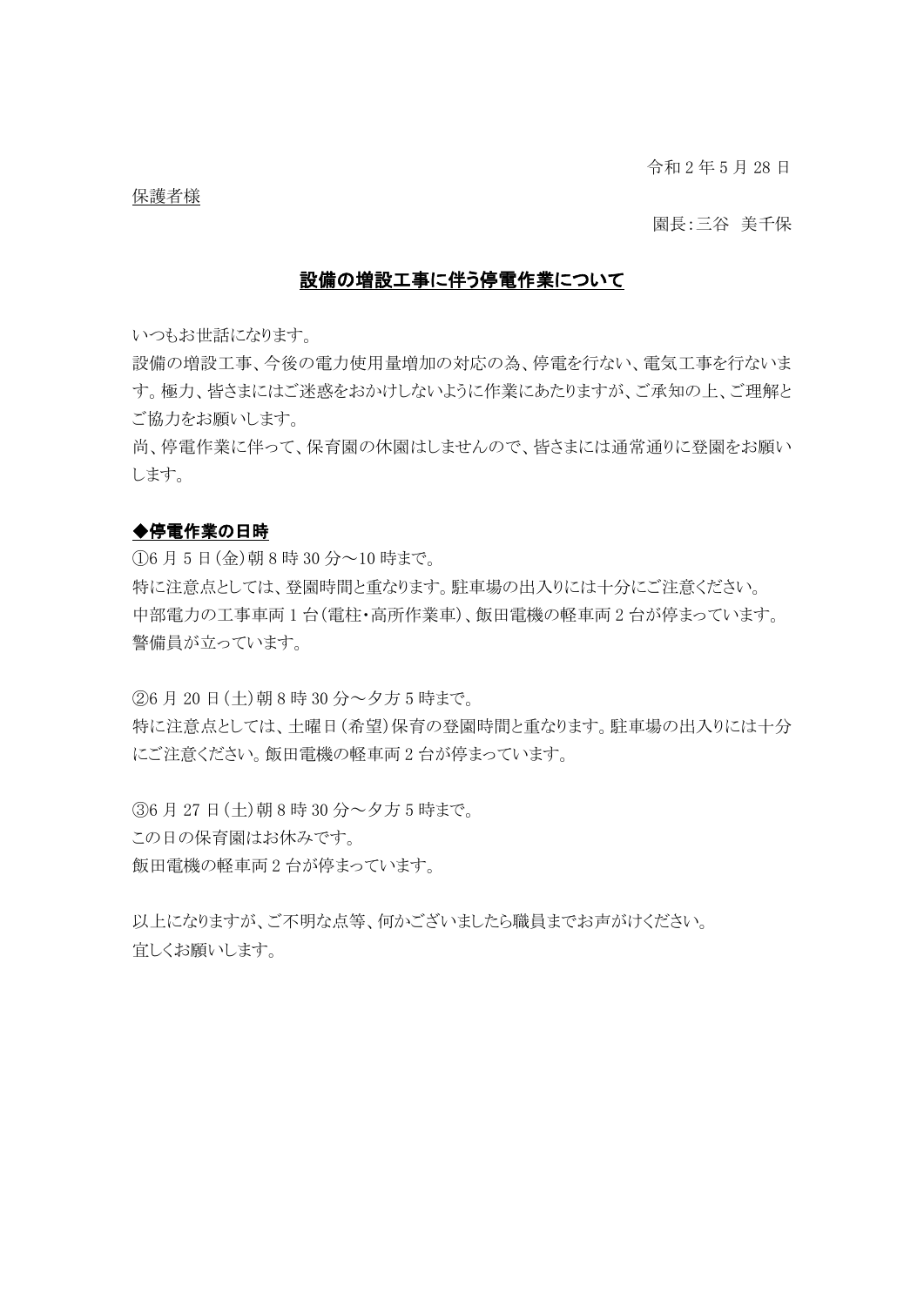令和 2 年 5 月 28 日

保護者様

園長:三谷　美千保

# 設備の増設工事に伴う停電作業について

いつもお世話になります。
設備の増設工事、今後の電力使用量増加の対応の為、停電を行ない、電気工事を行ないます。極力、皆さまにはご迷惑をおかけしないように作業にあたりますが、ご承知の上、ご理解とご協力をお願いします。
尚、停電作業に伴って、保育園の休園はしませんので、皆さまには通常通りに登園をお願いします。

## ◆停電作業の日時

①6 月 5 日(金)朝 8 時 30 分～10 時まで。
特に注意点としては、登園時間と重なります。駐車場の出入りには十分にご注意ください。
中部電力の工事車両 1 台(電柱・高所作業車)、飯田電機の軽車両 2 台が停まっています。
警備員が立っています。

②6 月 20 日(土)朝 8 時 30 分～夕方 5 時まで。
特に注意点としては、土曜日(希望)保育の登園時間と重なります。駐車場の出入りには十分にご注意ください。飯田電機の軽車両 2 台が停まっています。

③6 月 27 日(土)朝 8 時 30 分～夕方 5 時まで。
この日の保育園はお休みです。
飯田電機の軽車両 2 台が停まっています。

以上になりますが、ご不明な点等、何かございましたら職員までお声がけください。
宜しくお願いします。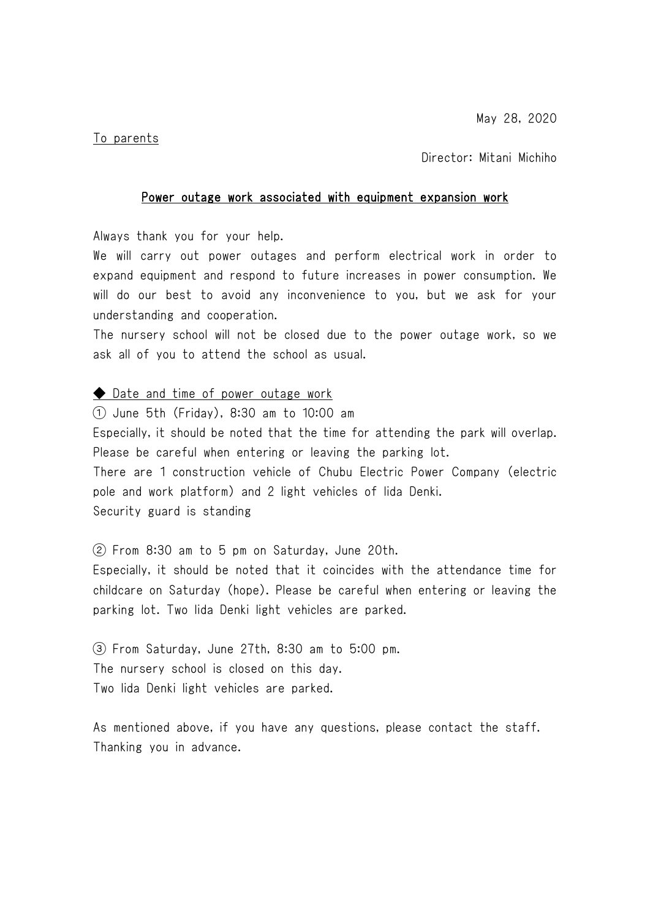May 28, 2020

To parents

Director: Mitani Michiho

## Power outage work associated with equipment expansion work

Always thank you for your help.
We will carry out power outages and perform electrical work in order to expand equipment and respond to future increases in power consumption. We will do our best to avoid any inconvenience to you, but we ask for your understanding and cooperation.
The nursery school will not be closed due to the power outage work, so we ask all of you to attend the school as usual.

### ◆ Date and time of power outage work

① June 5th (Friday), 8:30 am to 10:00 am
Especially, it should be noted that the time for attending the park will overlap. Please be careful when entering or leaving the parking lot.
There are 1 construction vehicle of Chubu Electric Power Company (electric pole and work platform) and 2 light vehicles of Iida Denki.
Security guard is standing

② From 8:30 am to 5 pm on Saturday, June 20th.
Especially, it should be noted that it coincides with the attendance time for childcare on Saturday (hope). Please be careful when entering or leaving the parking lot. Two Iida Denki light vehicles are parked.

③ From Saturday, June 27th, 8:30 am to 5:00 pm.
The nursery school is closed on this day.
Two Iida Denki light vehicles are parked.

As mentioned above, if you have any questions, please contact the staff.
Thanking you in advance.